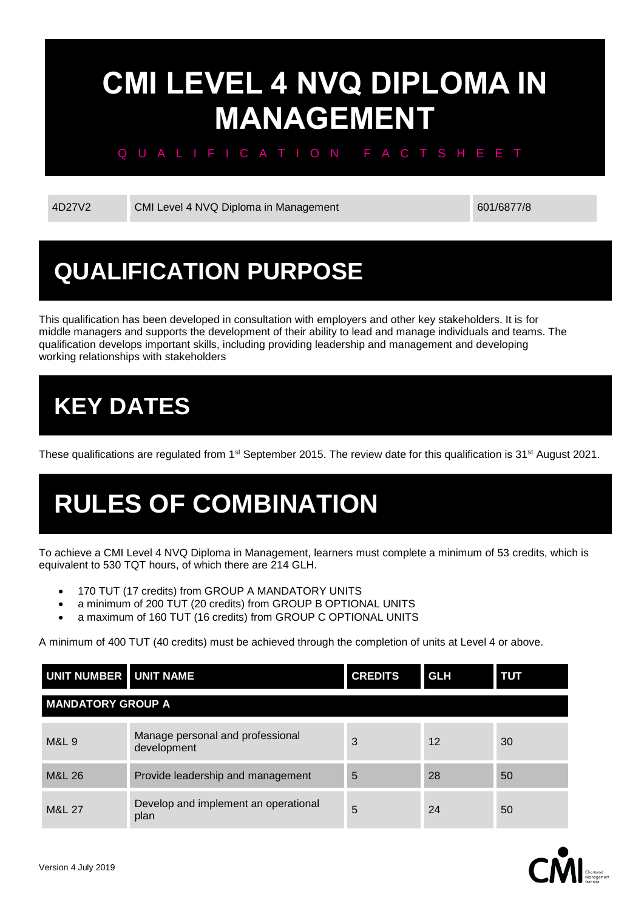# CMI LEVEL 4 NVQ DIPLOMA IN MANAGEMENT

QUALIFICATION FACTSHEET

| 4D27V2 | CMI Level 4 NVQ Diploma in Management | 601/6877/8 |
|---|---|---|

## QUALIFICATION PURPOSE

This qualification has been developed in consultation with employers and other key stakeholders. It is for middle managers and supports the development of their ability to lead and manage individuals and teams. The qualification develops important skills, including providing leadership and management and developing working relationships with stakeholders

## KEY DATES

These qualifications are regulated from 1st September 2015. The review date for this qualification is 31st August 2021.

## RULES OF COMBINATION

To achieve a CMI Level 4 NVQ Diploma in Management, learners must complete a minimum of 53 credits, which is equivalent to 530 TQT hours, of which there are 214 GLH.

- 170 TUT (17 credits) from GROUP A MANDATORY UNITS
- a minimum of 200 TUT (20 credits) from GROUP B OPTIONAL UNITS
- a maximum of 160 TUT (16 credits) from GROUP C OPTIONAL UNITS

A minimum of 400 TUT (40 credits) must be achieved through the completion of units at Level 4 or above.

| UNIT NUMBER | UNIT NAME | CREDITS | GLH | TUT |
|---|---|---|---|---|
| **MANDATORY GROUP A** | | | | |
| M&L 9 | Manage personal and professional development | 3 | 12 | 30 |
| M&L 26 | Provide leadership and management | 5 | 28 | 50 |
| M&L 27 | Develop and implement an operational plan | 5 | 24 | 50 |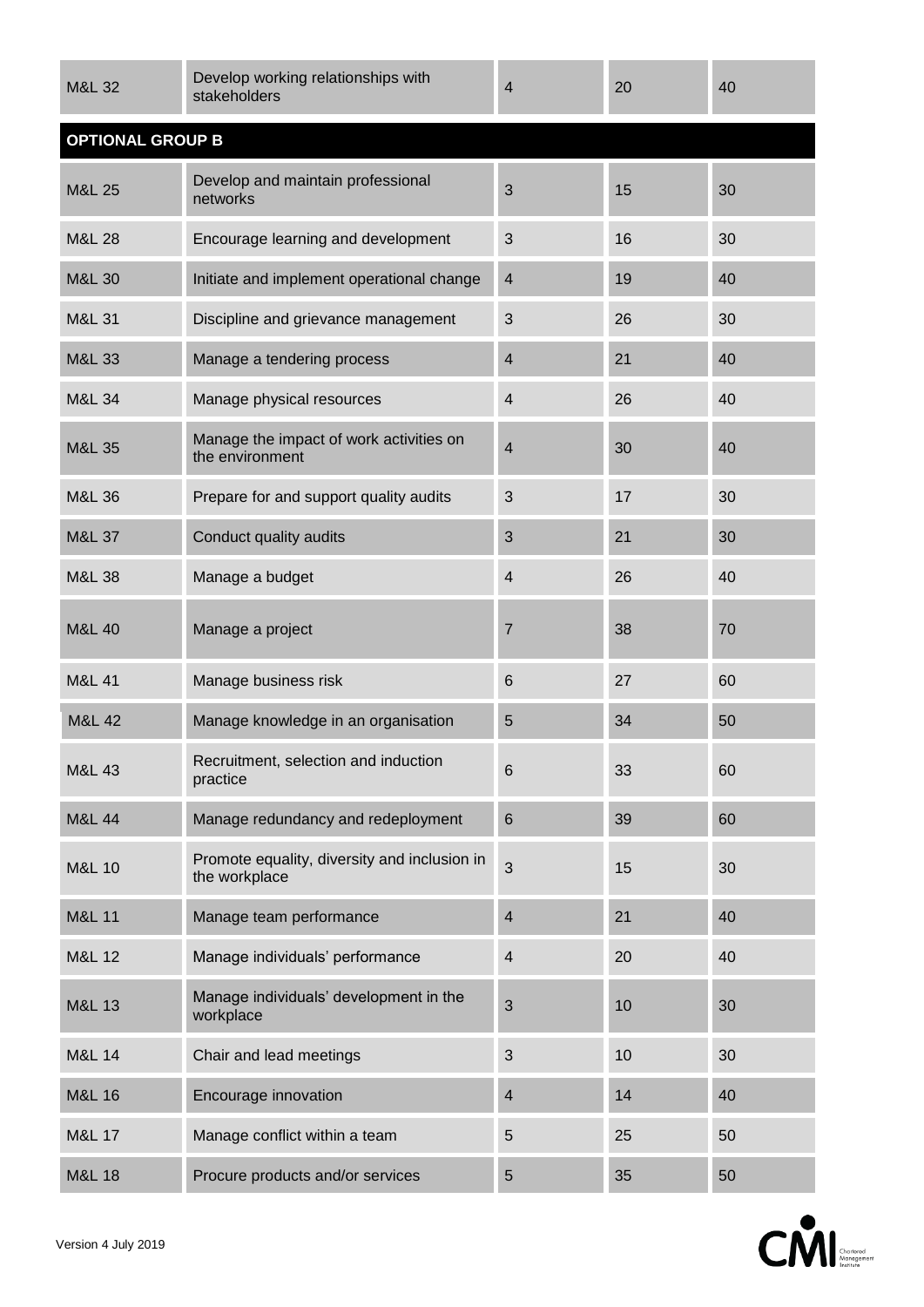| | | | | |
|---|---|---|---|---|
| M&L 32 | Develop working relationships with stakeholders | 4 | 20 | 40 |
| **OPTIONAL GROUP B** | | | | |
| M&L 25 | Develop and maintain professional networks | 3 | 15 | 30 |
| M&L 28 | Encourage learning and development | 3 | 16 | 30 |
| M&L 30 | Initiate and implement operational change | 4 | 19 | 40 |
| M&L 31 | Discipline and grievance management | 3 | 26 | 30 |
| M&L 33 | Manage a tendering process | 4 | 21 | 40 |
| M&L 34 | Manage physical resources | 4 | 26 | 40 |
| M&L 35 | Manage the impact of work activities on the environment | 4 | 30 | 40 |
| M&L 36 | Prepare for and support quality audits | 3 | 17 | 30 |
| M&L 37 | Conduct quality audits | 3 | 21 | 30 |
| M&L 38 | Manage a budget | 4 | 26 | 40 |
| M&L 40 | Manage a project | 7 | 38 | 70 |
| M&L 41 | Manage business risk | 6 | 27 | 60 |
| M&L 42 | Manage knowledge in an organisation | 5 | 34 | 50 |
| M&L 43 | Recruitment, selection and induction practice | 6 | 33 | 60 |
| M&L 44 | Manage redundancy and redeployment | 6 | 39 | 60 |
| M&L 10 | Promote equality, diversity and inclusion in the workplace | 3 | 15 | 30 |
| M&L 11 | Manage team performance | 4 | 21 | 40 |
| M&L 12 | Manage individuals' performance | 4 | 20 | 40 |
| M&L 13 | Manage individuals' development in the workplace | 3 | 10 | 30 |
| M&L 14 | Chair and lead meetings | 3 | 10 | 30 |
| M&L 16 | Encourage innovation | 4 | 14 | 40 |
| M&L 17 | Manage conflict within a team | 5 | 25 | 50 |
| M&L 18 | Procure products and/or services | 5 | 35 | 50 |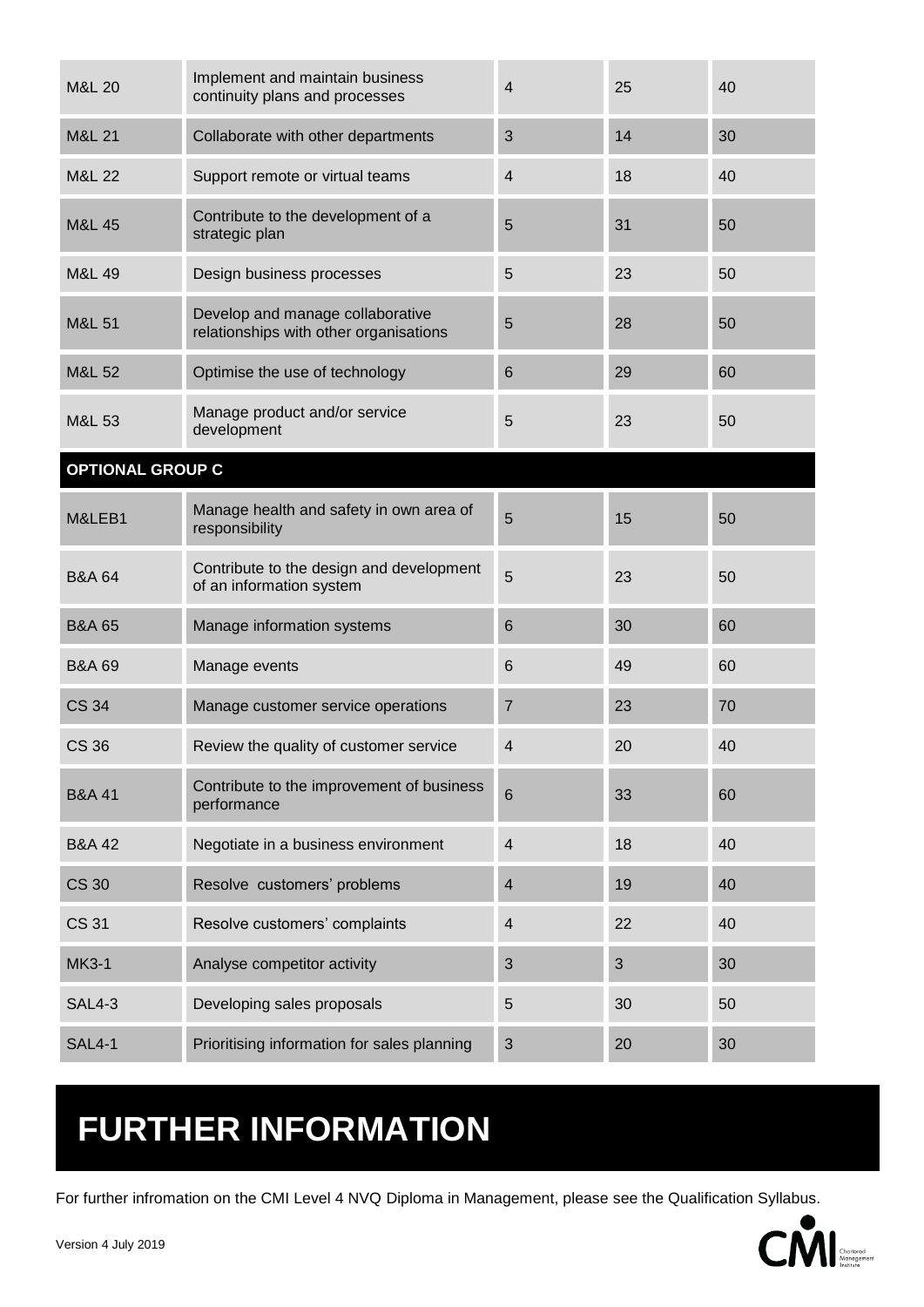| | | | | |
|---|---|---|---|---|
| M&L 20 | Implement and maintain business continuity plans and processes | 4 | 25 | 40 |
| M&L 21 | Collaborate with other departments | 3 | 14 | 30 |
| M&L 22 | Support remote or virtual teams | 4 | 18 | 40 |
| M&L 45 | Contribute to the development of a strategic plan | 5 | 31 | 50 |
| M&L 49 | Design business processes | 5 | 23 | 50 |
| M&L 51 | Develop and manage collaborative relationships with other organisations | 5 | 28 | 50 |
| M&L 52 | Optimise the use of technology | 6 | 29 | 60 |
| M&L 53 | Manage product and/or service development | 5 | 23 | 50 |
| **OPTIONAL GROUP C** | | | | |
| M&LEB1 | Manage health and safety in own area of responsibility | 5 | 15 | 50 |
| B&A 64 | Contribute to the design and development of an information system | 5 | 23 | 50 |
| B&A 65 | Manage information systems | 6 | 30 | 60 |
| B&A 69 | Manage events | 6 | 49 | 60 |
| CS 34 | Manage customer service operations | 7 | 23 | 70 |
| CS 36 | Review the quality of customer service | 4 | 20 | 40 |
| B&A 41 | Contribute to the improvement of business performance | 6 | 33 | 60 |
| B&A 42 | Negotiate in a business environment | 4 | 18 | 40 |
| CS 30 | Resolve customers' problems | 4 | 19 | 40 |
| CS 31 | Resolve customers' complaints | 4 | 22 | 40 |
| MK3-1 | Analyse competitor activity | 3 | 3 | 30 |
| SAL4-3 | Developing sales proposals | 5 | 30 | 50 |
| SAL4-1 | Prioritising information for sales planning | 3 | 20 | 30 |

# FURTHER INFORMATION

For further infromation on the CMI Level 4 NVQ Diploma in Management, please see the Qualification Syllabus.

Version 4 July 2019